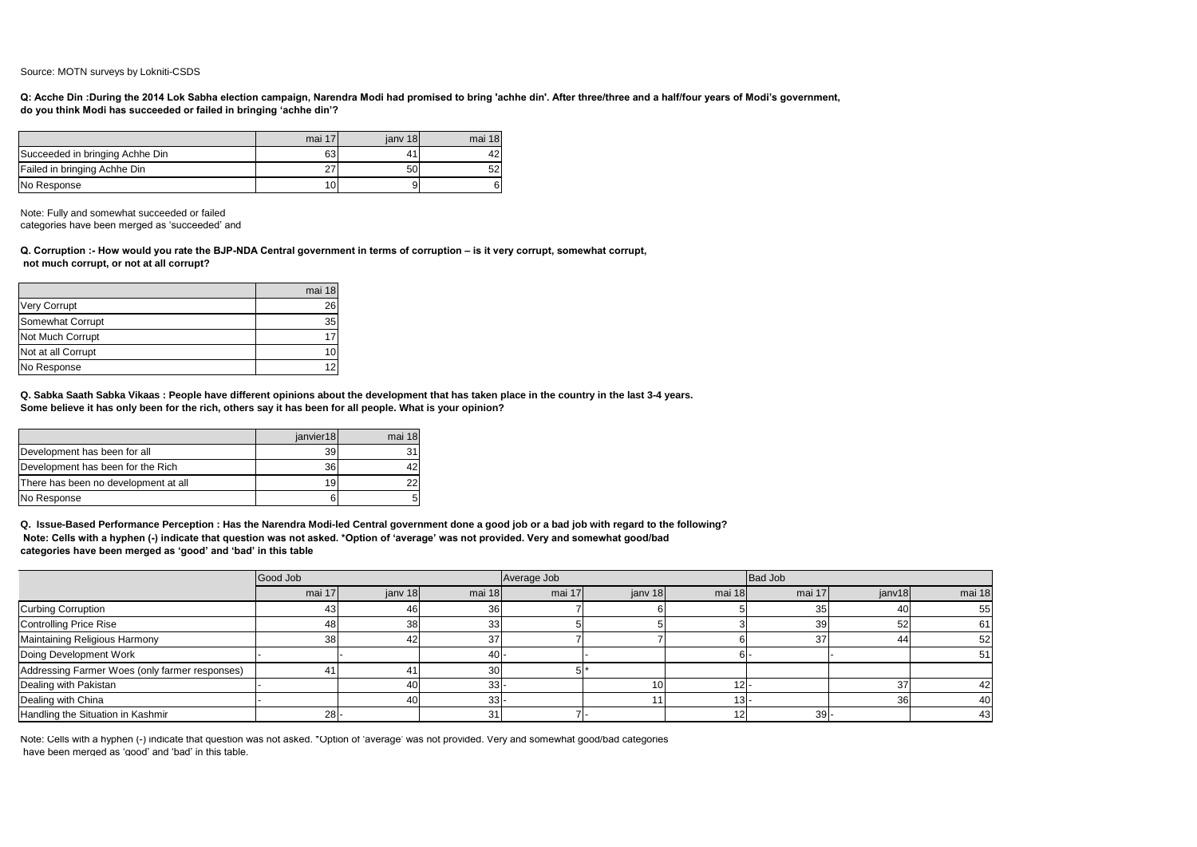Source: MOTN surveys by Lokniti-CSDS

**Q: Acche Din :During the 2014 Lok Sabha election campaign, Narendra Modi had promised to bring 'achhe din'. After three/three and a half/four years of Modi's government, do you think Modi has succeeded or failed in bringing 'achhe din'?**

| | mai 17 | janv 18 | mai 18 |
|---|---|---|---|
| Succeeded in bringing Achhe Din | 63 | 41 | 42 |
| Failed in bringing Achhe Din | 27 | 50 | 52 |
| No Response | 10 | 9 | 6 |

Note: Fully and somewhat succeeded or failed categories have been merged as 'succeeded' and

**Q. Corruption :- How would you rate the BJP-NDA Central government in terms of corruption – is it very corrupt, somewhat corrupt, not much corrupt, or not at all corrupt?**

| | mai 18 |
|---|---|
| Very Corrupt | 26 |
| Somewhat Corrupt | 35 |
| Not Much Corrupt | 17 |
| Not at all Corrupt | 10 |
| No Response | 12 |

**Q. Sabka Saath Sabka Vikaas : People have different opinions about the development that has taken place in the country in the last 3-4 years. Some believe it has only been for the rich, others say it has been for all people. What is your opinion?**

| | janvier18 | mai 18 |
|---|---|---|
| Development has been for all | 39 | 31 |
| Development has been for the Rich | 36 | 42 |
| There has been no development at all | 19 | 22 |
| No Response | 6 | 5 |

**Q. Issue-Based Performance Perception : Has the Narendra Modi-led Central government done a good job or a bad job with regard to the following?**
**Note: Cells with a hyphen (-) indicate that question was not asked. *Option of 'average' was not provided. Very and somewhat good/bad categories have been merged as 'good' and 'bad' in this table**

| | Good Job | | | Average Job | | | Bad Job | | |
|---|---|---|---|---|---|---|---|---|---|
| | mai 17 | janv 18 | mai 18 | mai 17 | janv 18 | mai 18 | mai 17 | janv18 | mai 18 |
| Curbing Corruption | 43 | 46 | 36 | 7 | 6 | 5 | 35 | 40 | 55 |
| Controlling Price Rise | 48 | 38 | 33 | 5 | 5 | 3 | 39 | 52 | 61 |
| Maintaining Religious Harmony | 38 | 42 | 37 | 7 | 7 | 6 | 37 | 44 | 52 |
| Doing Development Work | - | - | 40 | - | - | 6 | - | - | 51 |
| Addressing Farmer Woes (only farmer responses) | 41 | 41 | 30 | 5 | * | | | | |
| Dealing with Pakistan | - | 40 | 33 | - | 10 | 12 | - | 37 | 42 |
| Dealing with China | - | 40 | 33 | - | 11 | 13 | - | 36 | 40 |
| Handling the Situation in Kashmir | 28 | - | 31 | 7 | - | 12 | 39 | - | 43 |

Note: Cells with a hyphen (-) indicate that question was not asked. *Option of 'average' was not provided. Very and somewhat good/bad categories have been merged as 'good' and 'bad' in this table.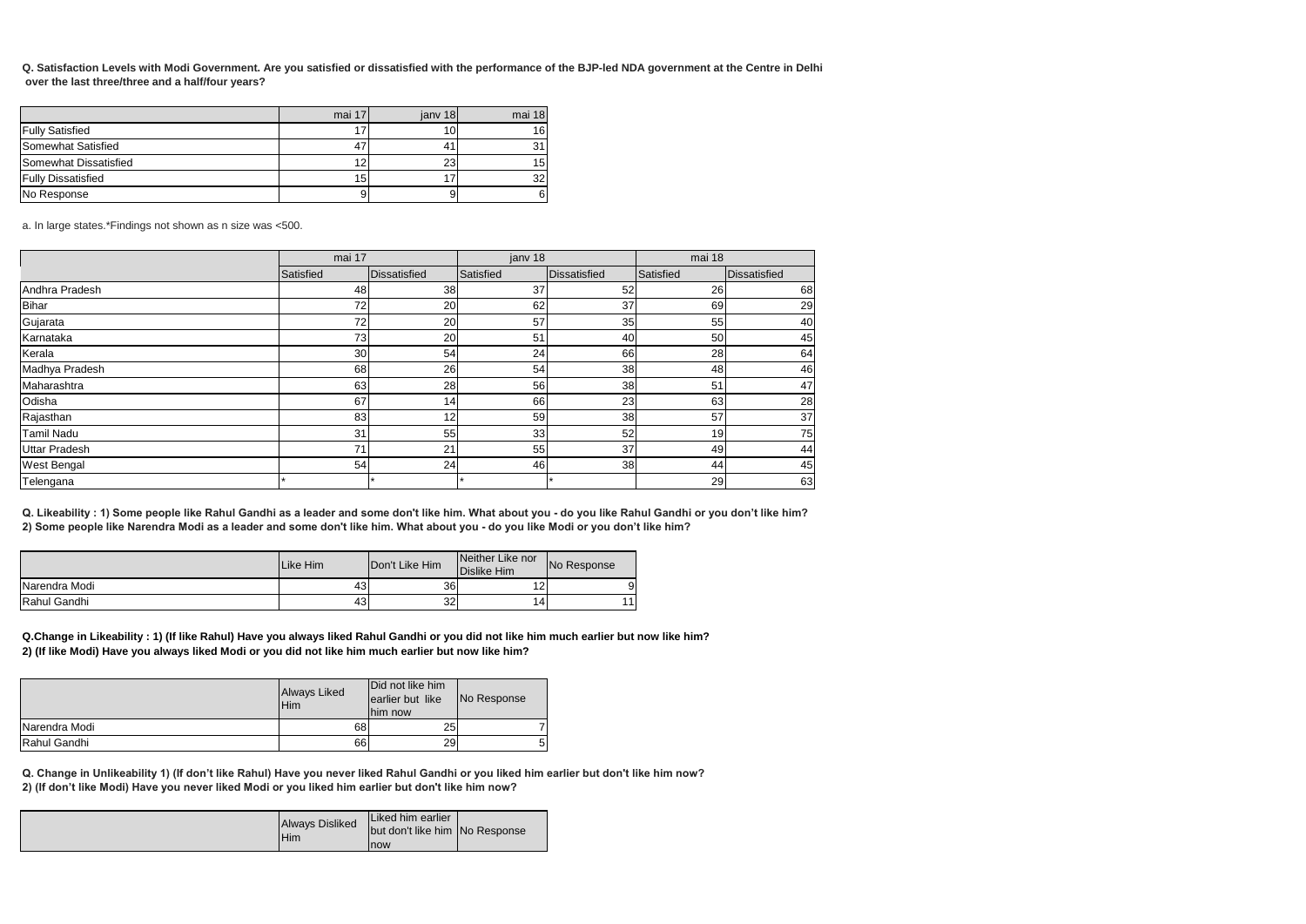**Q. Satisfaction Levels with Modi Government. Are you satisfied or dissatisfied with the performance of the BJP-led NDA government at the Centre in Delhi over the last three/three and a half/four years?**

| | mai 17 | janv 18 | mai 18 |
|---|---|---|---|
| Fully Satisfied | 17 | 10 | 16 |
| Somewhat Satisfied | 47 | 41 | 31 |
| Somewhat Dissatisfied | 12 | 23 | 15 |
| Fully Dissatisfied | 15 | 17 | 32 |
| No Response | 9 | 9 | 6 |

a. In large states.*Findings not shown as n size was <500.

| | mai 17 | | janv 18 | | mai 18 | |
|---|---|---|---|---|---|---|
| | Satisfied | Dissatisfied | Satisfied | Dissatisfied | Satisfied | Dissatisfied |
| Andhra Pradesh | 48 | 38 | 37 | 52 | 26 | 68 |
| Bihar | 72 | 20 | 62 | 37 | 69 | 29 |
| Gujarata | 72 | 20 | 57 | 35 | 55 | 40 |
| Karnataka | 73 | 20 | 51 | 40 | 50 | 45 |
| Kerala | 30 | 54 | 24 | 66 | 28 | 64 |
| Madhya Pradesh | 68 | 26 | 54 | 38 | 48 | 46 |
| Maharashtra | 63 | 28 | 56 | 38 | 51 | 47 |
| Odisha | 67 | 14 | 66 | 23 | 63 | 28 |
| Rajasthan | 83 | 12 | 59 | 38 | 57 | 37 |
| Tamil Nadu | 31 | 55 | 33 | 52 | 19 | 75 |
| Uttar Pradesh | 71 | 21 | 55 | 37 | 49 | 44 |
| West Bengal | 54 | 24 | 46 | 38 | 44 | 45 |
| Telengana | * | * | * | * | 29 | 63 |

**Q. Likeability : 1) Some people like Rahul Gandhi as a leader and some don't like him. What about you - do you like Rahul Gandhi or you don't like him?**
**2) Some people like Narendra Modi as a leader and some don't like him. What about you - do you like Modi or you don't like him?**

| | Like Him | Don't Like Him | Neither Like nor Dislike Him | No Response |
|---|---|---|---|---|
| Narendra Modi | 43 | 36 | 12 | 9 |
| Rahul Gandhi | 43 | 32 | 14 | 11 |

**Q.Change in Likeability : 1) (If like Rahul) Have you always liked Rahul Gandhi or you did not like him much earlier but now like him?**
**2) (If like Modi) Have you always liked Modi or you did not like him much earlier but now like him?**

| | Always Liked Him | Did not like him earlier but like him now | No Response |
|---|---|---|---|
| Narendra Modi | 68 | 25 | 7 |
| Rahul Gandhi | 66 | 29 | 5 |

**Q. Change in Unlikeability 1) (If don't like Rahul) Have you never liked Rahul Gandhi or you liked him earlier but don't like him now?**
**2) (If don't like Modi) Have you never liked Modi or you liked him earlier but don't like him now?**

| | Always Disliked Him | Liked him earlier but don't like him now | No Response |
|---|---|---|---|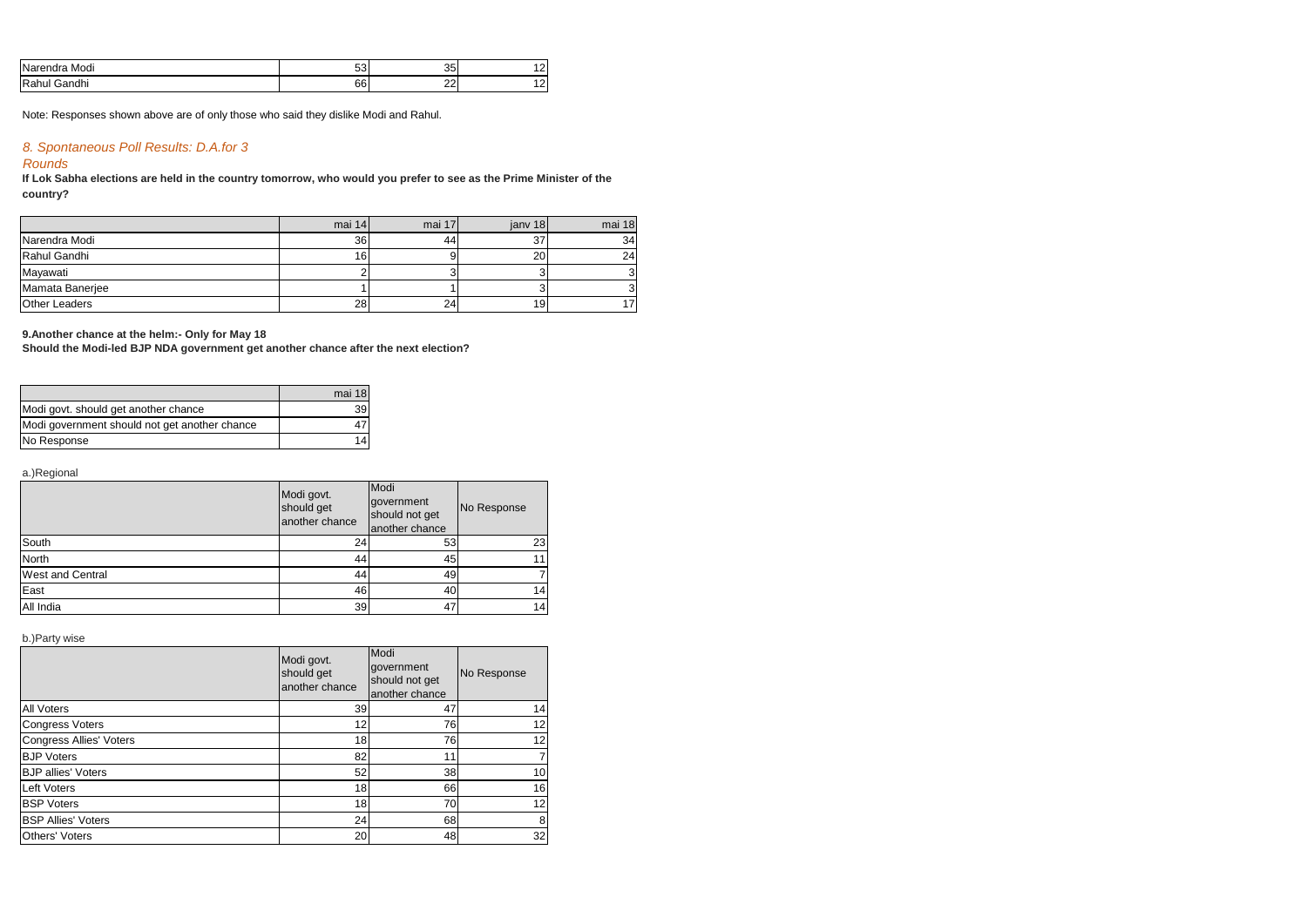| | | | |
|---|---|---|---|
| Narendra Modi | 53 | 35 | 12 |
| Rahul Gandhi | 66 | 22 | 12 |

Note: Responses shown above are of only those who said they dislike Modi and Rahul.

### *8. Spontaneous Poll Results: D.A.for 3 Rounds*

**If Lok Sabha elections are held in the country tomorrow, who would you prefer to see as the Prime Minister of the country?**

| | mai 14 | mai 17 | janv 18 | mai 18 |
|---|---|---|---|---|
| Narendra Modi | 36 | 44 | 37 | 34 |
| Rahul Gandhi | 16 | 9 | 20 | 24 |
| Mayawati | 2 | 3 | 3 | 3 |
| Mamata Banerjee | 1 | 1 | 3 | 3 |
| Other Leaders | 28 | 24 | 19 | 17 |

**9.Another chance at the helm:- Only for May 18**

**Should the Modi-led BJP NDA government get another chance after the next election?**

| | mai 18 |
|---|---|
| Modi govt. should get another chance | 39 |
| Modi government should not get another chance | 47 |
| No Response | 14 |

a.)Regional

| | Modi govt. should get another chance | Modi government should not get another chance | No Response |
|---|---|---|---|
| South | 24 | 53 | 23 |
| North | 44 | 45 | 11 |
| West and Central | 44 | 49 | 7 |
| East | 46 | 40 | 14 |
| All India | 39 | 47 | 14 |

b.)Party wise

| | Modi govt. should get another chance | Modi government should not get another chance | No Response |
|---|---|---|---|
| All Voters | 39 | 47 | 14 |
| Congress Voters | 12 | 76 | 12 |
| Congress Allies' Voters | 18 | 76 | 12 |
| BJP Voters | 82 | 11 | 7 |
| BJP allies' Voters | 52 | 38 | 10 |
| Left Voters | 18 | 66 | 16 |
| BSP Voters | 18 | 70 | 12 |
| BSP Allies' Voters | 24 | 68 | 8 |
| Others' Voters | 20 | 48 | 32 |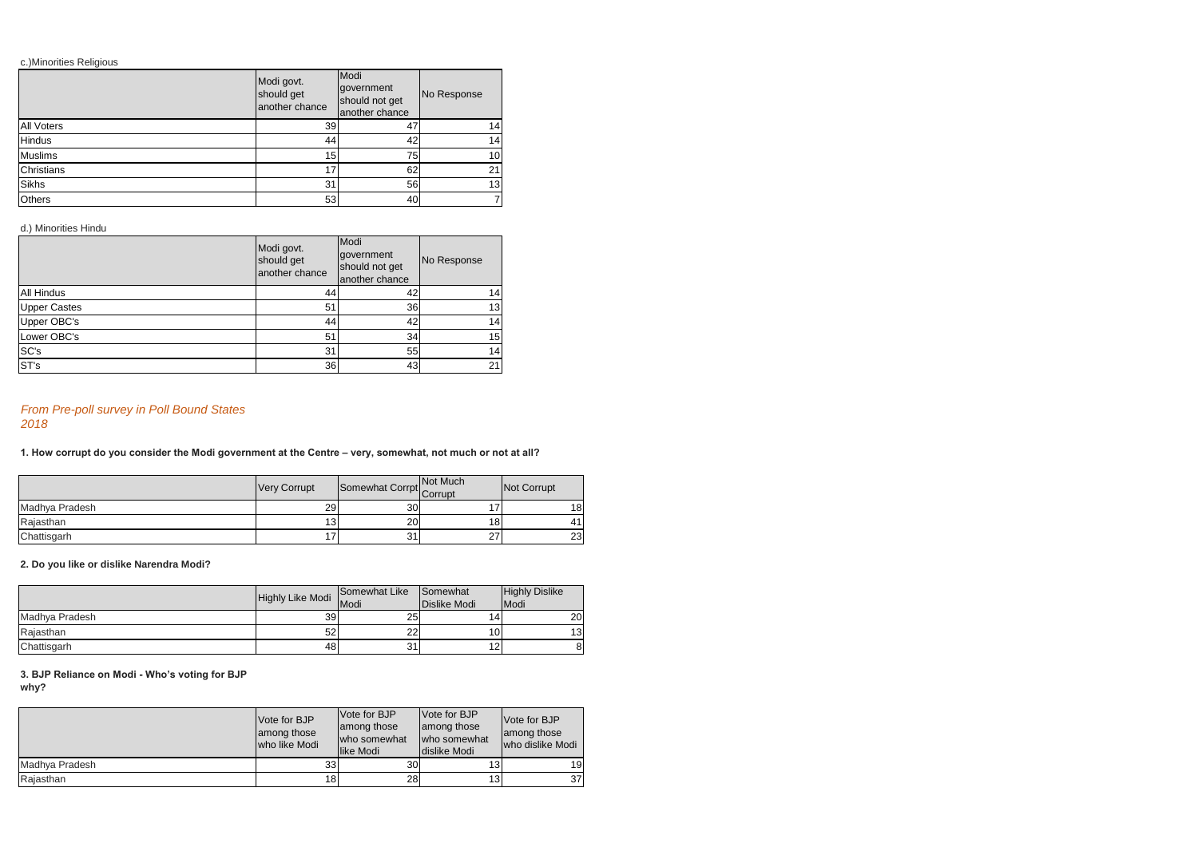c.)Minorities Religious

| | Modi govt. should get another chance | Modi government should not get another chance | No Response |
|---|---|---|---|
| All Voters | 39 | 47 | 14 |
| Hindus | 44 | 42 | 14 |
| Muslims | 15 | 75 | 10 |
| Christians | 17 | 62 | 21 |
| Sikhs | 31 | 56 | 13 |
| Others | 53 | 40 | 7 |

d.) Minorities Hindu

| | Modi govt. should get another chance | Modi government should not get another chance | No Response |
|---|---|---|---|
| All Hindus | 44 | 42 | 14 |
| Upper Castes | 51 | 36 | 13 |
| Upper OBC's | 44 | 42 | 14 |
| Lower OBC's | 51 | 34 | 15 |
| SC's | 31 | 55 | 14 |
| ST's | 36 | 43 | 21 |

*From Pre-poll survey in Poll Bound States 2018*

**1. How corrupt do you consider the Modi government at the Centre – very, somewhat, not much or not at all?**

| | Very Corrupt | Somewhat Corrpt | Not Much Corrupt | Not Corrupt |
|---|---|---|---|---|
| Madhya Pradesh | 29 | 30 | 17 | 18 |
| Rajasthan | 13 | 20 | 18 | 41 |
| Chattisgarh | 17 | 31 | 27 | 23 |

**2. Do you like or dislike Narendra Modi?**

| | Highly Like Modi | Somewhat Like Modi | Somewhat Dislike Modi | Highly Dislike Modi |
|---|---|---|---|---|
| Madhya Pradesh | 39 | 25 | 14 | 20 |
| Rajasthan | 52 | 22 | 10 | 13 |
| Chattisgarh | 48 | 31 | 12 | 8 |

**3. BJP Reliance on Modi - Who's voting for BJP why?**

| | Vote for BJP among those who like Modi | Vote for BJP among those who somewhat like Modi | Vote for BJP among those who somewhat dislike Modi | Vote for BJP among those who dislike Modi |
|---|---|---|---|---|
| Madhya Pradesh | 33 | 30 | 13 | 19 |
| Rajasthan | 18 | 28 | 13 | 37 |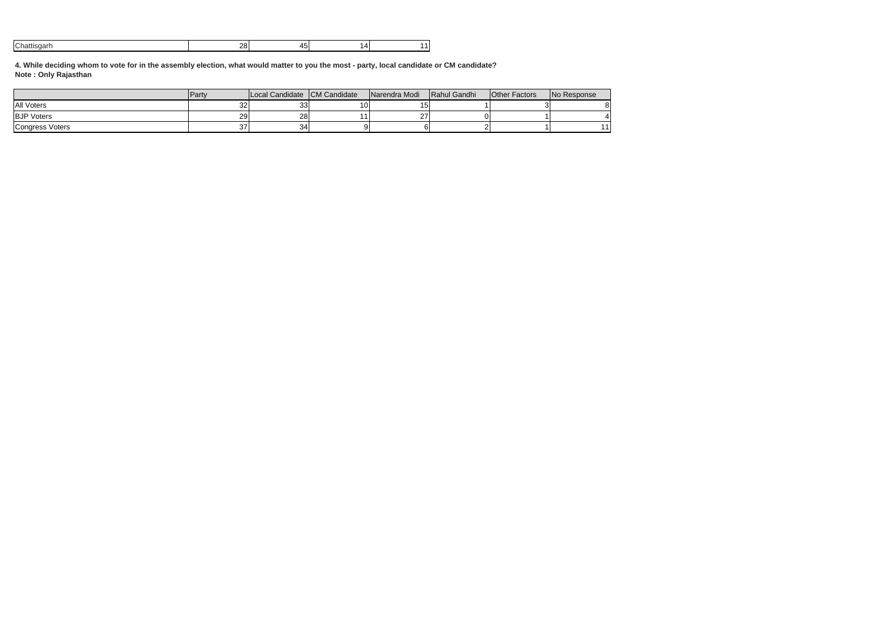| | | | | |
|---|---|---|---|---|
| Chattisgarh | 28 | 45 | 14 | 11 |

**4. While deciding whom to vote for in the assembly election, what would matter to you the most - party, local candidate or CM candidate?**
**Note : Only Rajasthan**

| | Party | Local Candidate | CM Candidate | Narendra Modi | Rahul Gandhi | Other Factors | No Response |
|---|---|---|---|---|---|---|---|
| All Voters | 32 | 33 | 10 | 15 | 1 | 3 | 8 |
| BJP Voters | 29 | 28 | 11 | 27 | 0 | 1 | 4 |
| Congress Voters | 37 | 34 | 9 | 6 | 2 | 1 | 11 |